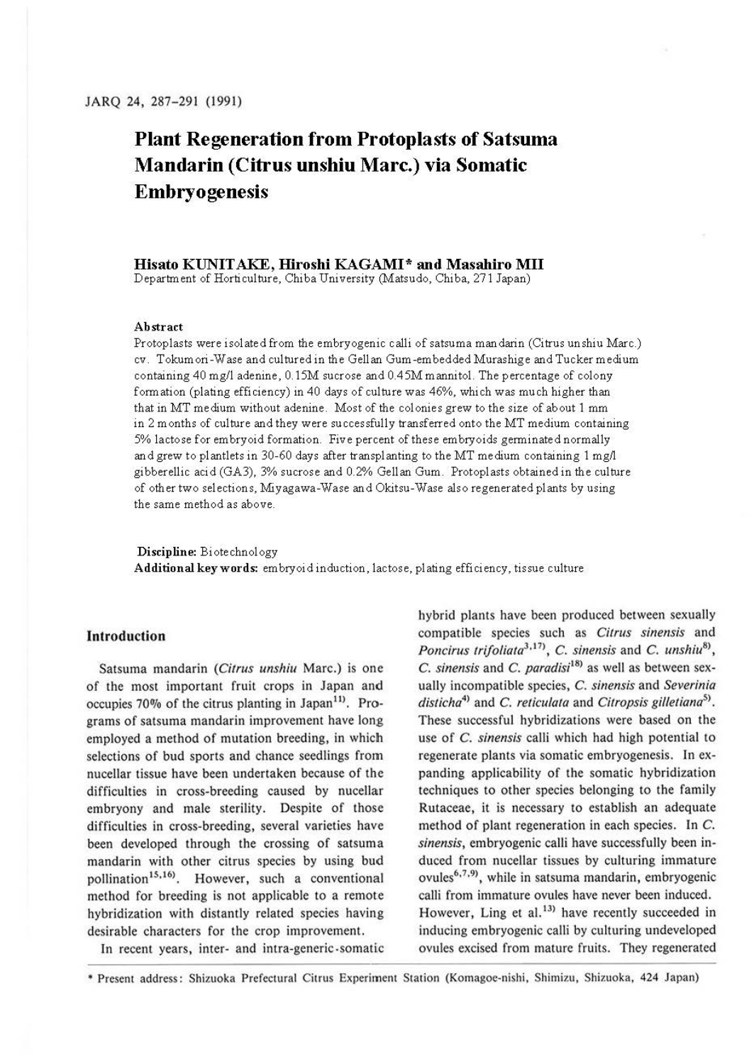# Plant Regeneration from Protoplasts of Satsuma Mandarin (Citrus unshiu Marc.) via Somatic Embryogenesis

**Hisato KUNITAKE, Hiroshi KAGAMI\* and Masahiro MII**

Department of Horticulture, Chiba University (Matsudo, Chiba, 271 Japan)

### Abstract

Protoplasts were isolated from the embryogenic calli of satsuma mandarin (Citrus unshiu Marc.) cv. Tokumori-Wase and cultured in the Gellan Gum-embedded Murashige and Tucker medium containing 40 mg/l adenine, 0.15M sucrose and 0.45M mannitol. The percentage of colony formation (plating efficiency) in 40 days of culture was 46%, which was much higher than that in MT medium without adenine. Most of the colonies grew to the size of about 1 mm in 2 months of culture and they were successfully transferred onto the MT medium containing 5% lactose for embryoid formation. Five percent of these embryoids germinated normally and grew to plantlets in 30-60 days after transplanting to the MT medium containing 1 mg/l gibberellic acid (GA3), 3% sucrose and 0.2% Gellan Gum. Protoplasts obtained in the culture of other two selections, Miyagawa-Wase and Okitsu-Wase also regenerated plants by using the same method as above.

**Discipline:** Biotechnology

**Additional key words:** embryoid induction, lactose, plating efficiency, tissue culture

## Introduction

Satsuma mandarin (*Citrus unshiu* Marc.) is one of the most important fruit crops in Japan and occupies 70% of the citrus planting in Japan[11]. Programs of satsuma mandarin improvement have long employed a method of mutation breeding, in which selections of bud sports and chance seedlings from nucellar tissue have been undertaken because of the difficulties in cross-breeding caused by nucellar embryony and male sterility. Despite of those difficulties in cross-breeding, several varieties have been developed through the crossing of satsuma mandarin with other citrus species by using bud pollination[15,16]. However, such a conventional method for breeding is not applicable to a remote hybridization with distantly related species having desirable characters for the crop improvement.

In recent years, inter- and intra-generic-somatic hybrid plants have been produced between sexually compatible species such as *Citrus sinensis* and *Poncirus trifoliata*[3,17], *C. sinensis* and *C. unshiu*[8], *C. sinensis* and *C. paradisi*[18] as well as between sexually incompatible species, *C. sinensis* and *Severinia disticha*[4] and *C. reticulata* and *Citropsis gilletiana*[5]. These successful hybridizations were based on the use of *C. sinensis* calli which had high potential to regenerate plants via somatic embryogenesis. In expanding applicability of the somatic hybridization techniques to other species belonging to the family Rutaceae, it is necessary to establish an adequate method of plant regeneration in each species. In *C. sinensis*, embryogenic calli have successfully been induced from nucellar tissues by culturing immature ovules[6,7,9], while in satsuma mandarin, embryogenic calli from immature ovules have never been induced. However, Ling et al.[13] have recently succeeded in inducing embryogenic calli by culturing undeveloped ovules excised from mature fruits. They regenerated

\* Present address: Shizuoka Prefectural Citrus Experiment Station (Komagoe-nishi, Shimizu, Shizuoka, 424 Japan)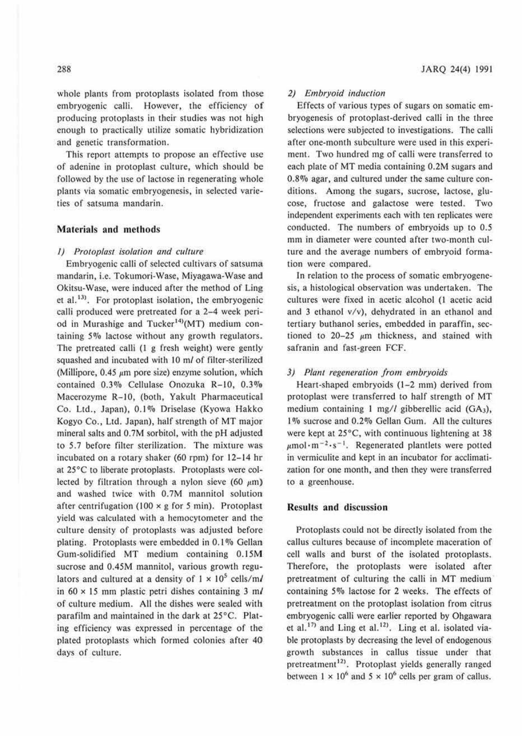whole plants from protoplasts isolated from those embryogenic calli. However, the efficiency of producing protoplasts in their studies was not high enough to practically utilize somatic hybridization and genetic transformation.

This report attempts to propose an effective use of adenine in protoplast culture, which should be followed by the use of lactose in regenerating whole plants via somatic embryogenesis, in selected varieties of satsuma mandarin.

## Materials and methods

### *1) Protoplast isolation and culture*

Embryogenic calli of selected cultivars of satsuma mandarin, i.e. Tokumori-Wase, Miyagawa-Wase and Okitsu-Wase, were induced after the method of Ling et al.[13]. For protoplast isolation, the embryogenic calli produced were pretreated for a 2–4 week period in Murashige and Tucker[14](MT) medium containing 5% lactose without any growth regulators. The pretreated calli (1 g fresh weight) were gently squashed and incubated with 10 m*l* of filter-sterilized (Millipore, 0.45 $\mu$m pore size) enzyme solution, which contained 0.3% Cellulase Onozuka R-10, 0.3% Macerozyme R-10, (both, Yakult Pharmaceutical Co. Ltd., Japan), 0.1% Driselase (Kyowa Hakko Kogyo Co., Ltd. Japan), half strength of MT major mineral salts and 0.7M sorbitol, with the pH adjusted to 5.7 before filter sterilization. The mixture was incubated on a rotary shaker (60 rpm) for 12–14 hr at 25°C to liberate protoplasts. Protoplasts were collected by filtration through a nylon sieve (60 $\mu$m) and washed twice with 0.7M mannitol solution after centrifugation (100 × g for 5 min). Protoplast yield was calculated with a hemocytometer and the culture density of protoplasts was adjusted before plating. Protoplasts were embedded in 0.1% Gellan Gum-solidified MT medium containing 0.15M sucrose and 0.45M mannitol, various growth regulators and cultured at a density of $1 \times 10^5$ cells/m*l* in 60 × 15 mm plastic petri dishes containing 3 m*l* of culture medium. All the dishes were sealed with parafilm and maintained in the dark at 25°C. Plating efficiency was expressed in percentage of the plated protoplasts which formed colonies after 40 days of culture.

### *2) Embryoid induction*

Effects of various types of sugars on somatic embryogenesis of protoplast-derived calli in the three selections were subjected to investigations. The calli after one-month subculture were used in this experiment. Two hundred mg of calli were transferred to each plate of MT media containing 0.2M sugars and 0.8% agar, and cultured under the same culture conditions. Among the sugars, sucrose, lactose, glucose, fructose and galactose were tested. Two independent experiments each with ten replicates were conducted. The numbers of embryoids up to 0.5 mm in diameter were counted after two-month culture and the average numbers of embryoid formation were compared.

In relation to the process of somatic embryogenesis, a histological observation was undertaken. The cultures were fixed in acetic alcohol (1 acetic acid and 3 ethanol v/v), dehydrated in an ethanol and tertiary buthanol series, embedded in paraffin, sectioned to 20–25 $\mu$m thickness, and stained with safranin and fast-green FCF.

### *3) Plant regeneration from embryoids*

Heart-shaped embryoids (1–2 mm) derived from protoplast were transferred to half strength of MT medium containing 1 mg/*l* gibberellic acid ($GA_3$), 1% sucrose and 0.2% Gellan Gum. All the cultures were kept at 25°C, with continuous lightening at 38 $\mu mol \cdot m^{-2} \cdot s^{-1}$. Regenerated plantlets were potted in vermiculite and kept in an incubator for acclimatization for one month, and then they were transferred to a greenhouse.

## Results and discussion

Protoplasts could not be directly isolated from the callus cultures because of incomplete maceration of cell walls and burst of the isolated protoplasts. Therefore, the protoplasts were isolated after pretreatment of culturing the calli in MT medium containing 5% lactose for 2 weeks. The effects of pretreatment on the protoplast isolation from citrus embryogenic calli were earlier reported by Ohgawara et al.[17] and Ling et al.[12]. Ling et al. isolated viable protoplasts by decreasing the level of endogenous growth substances in callus tissue under that pretreatment[12]. Protoplast yields generally ranged between $1 \times 10^6$ and $5 \times 10^6$ cells per gram of callus.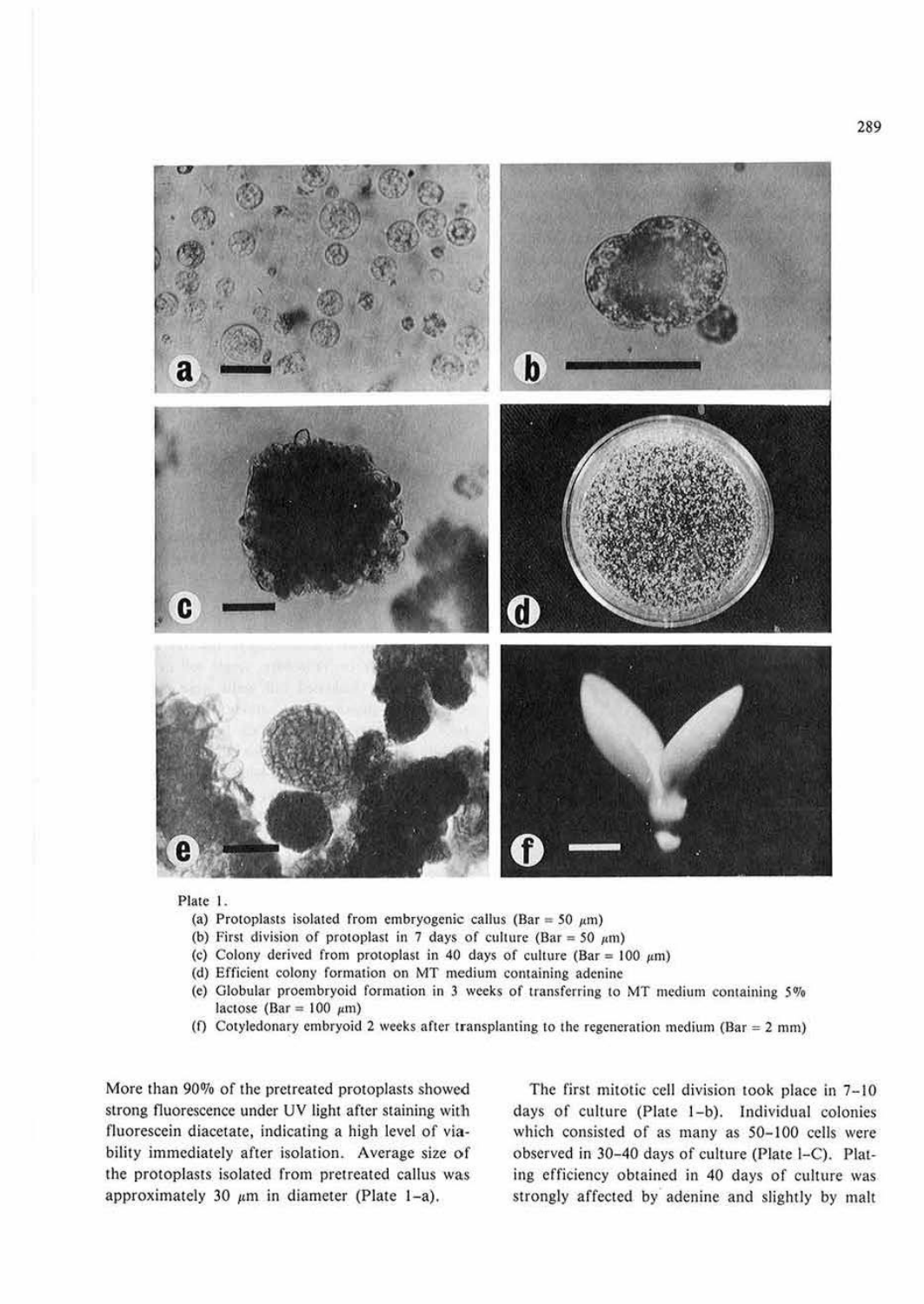Plate 1.

(a) Protoplasts isolated from embryogenic callus (Bar = 50 μm)
(b) First division of protoplast in 7 days of culture (Bar = 50 μm)
(c) Colony derived from protoplast in 40 days of culture (Bar = 100 μm)
(d) Efficient colony formation on MT medium containing adenine
(e) Globular proembryoid formation in 3 weeks of transferring to MT medium containing 5% lactose (Bar = 100 μm)
(f) Cotyledonary embryoid 2 weeks after transplanting to the regeneration medium (Bar = 2 mm)

More than 90% of the pretreated protoplasts showed strong fluorescence under UV light after staining with fluorescein diacetate, indicating a high level of viability immediately after isolation. Average size of the protoplasts isolated from pretreated callus was approximately 30 μm in diameter (Plate 1-a).

The first mitotic cell division took place in 7-10 days of culture (Plate 1-b). Individual colonies which consisted of as many as 50-100 cells were observed in 30-40 days of culture (Plate 1-C). Plating efficiency obtained in 40 days of culture was strongly affected by adenine and slightly by malt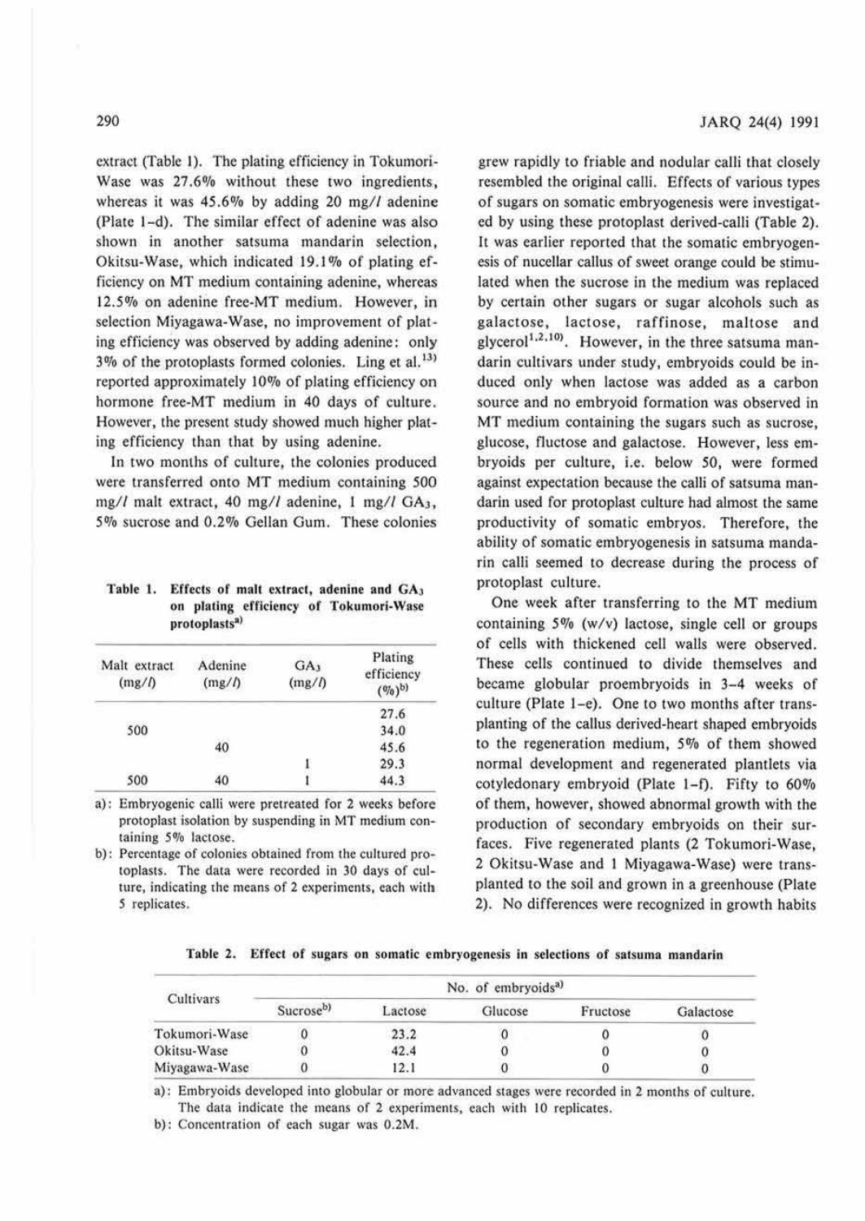extract (Table 1). The plating efficiency in Tokumori-Wase was 27.6% without these two ingredients, whereas it was 45.6% by adding 20 mg/l adenine (Plate 1-d). The similar effect of adenine was also shown in another satsuma mandarin selection, Okitsu-Wase, which indicated 19.1% of plating efficiency on MT medium containing adenine, whereas 12.5% on adenine free-MT medium. However, in selection Miyagawa-Wase, no improvement of plating efficiency was observed by adding adenine: only 3% of the protoplasts formed colonies. Ling et al.[13] reported approximately 10% of plating efficiency on hormone free-MT medium in 40 days of culture. However, the present study showed much higher plating efficiency than that by using adenine.

In two months of culture, the colonies produced were transferred onto MT medium containing 500 mg/l malt extract, 40 mg/l adenine, 1 mg/l $GA_3$, 5% sucrose and 0.2% Gellan Gum. These colonies grew rapidly to friable and nodular calli that closely resembled the original calli. Effects of various types of sugars on somatic embryogenesis were investigated by using these protoplast derived-calli (Table 2). It was earlier reported that the somatic embryogenesis of nucellar callus of sweet orange could be stimulated when the sucrose in the medium was replaced by certain other sugars or sugar alcohols such as galactose, lactose, raffinose, maltose and glycerol[1,2,10]. However, in the three satsuma mandarin cultivars under study, embryoids could be induced only when lactose was added as a carbon source and no embryoid formation was observed in MT medium containing the sugars such as sucrose, glucose, fluctose and galactose. However, less embryoids per culture, i.e. below 50, were formed against expectation because the calli of satsuma mandarin used for protoplast culture had almost the same productivity of somatic embryos. Therefore, the ability of somatic embryogenesis in satsuma mandarin calli seemed to decrease during the process of protoplast culture.

**Table 1. Effects of malt extract, adenine and $GA_3$ on plating efficiency of Tokumori-Wase protoplasts[a)]**

| Malt extract (mg/l) | Adenine (mg/l) | $GA_3$ (mg/l) | Plating efficiency (%)[b)] |
|---|---|---|---|
| | | | 27.6 |
| 500 | | | 34.0 |
| | 40 | | 45.6 |
| | | 1 | 29.3 |
| 500 | 40 | 1 | 44.3 |

a): Embryogenic calli were pretreated for 2 weeks before protoplast isolation by suspending in MT medium containing 5% lactose.

b): Percentage of colonies obtained from the cultured protoplasts. The data were recorded in 30 days of culture, indicating the means of 2 experiments, each with 5 replicates.

One week after transferring to the MT medium containing 5% (w/v) lactose, single cell or groups of cells with thickened cell walls were observed. These cells continued to divide themselves and became globular proembryoids in 3–4 weeks of culture (Plate 1-e). One to two months after transplanting of the callus derived-heart shaped embryoids to the regeneration medium, 5% of them showed normal development and regenerated plantlets via cotyledonary embryoid (Plate 1-f). Fifty to 60% of them, however, showed abnormal growth with the production of secondary embryoids on their surfaces. Five regenerated plants (2 Tokumori-Wase, 2 Okitsu-Wase and 1 Miyagawa-Wase) were transplanted to the soil and grown in a greenhouse (Plate 2). No differences were recognized in growth habits

**Table 2. Effect of sugars on somatic embryogenesis in selections of satsuma mandarin**

| Cultivars | No. of embryoids[a)] | | | | |
|---|---|---|---|---|---|
| | Sucrose[b)] | Lactose | Glucose | Fructose | Galactose |
| Tokumori-Wase | 0 | 23.2 | 0 | 0 | 0 |
| Okitsu-Wase | 0 | 42.4 | 0 | 0 | 0 |
| Miyagawa-Wase | 0 | 12.1 | 0 | 0 | 0 |

a): Embryoids developed into globular or more advanced stages were recorded in 2 months of culture. The data indicate the means of 2 experiments, each with 10 replicates.

b): Concentration of each sugar was 0.2M.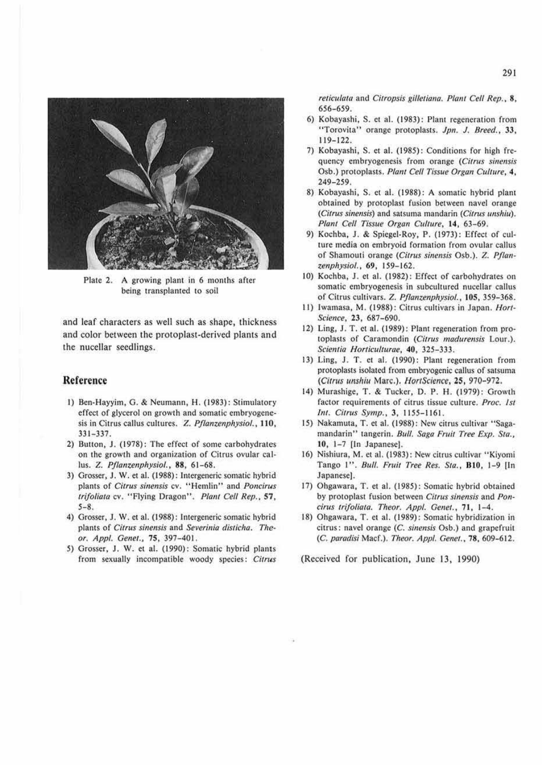Plate 2. A growing plant in 6 months after being transplanted to soil

and leaf characters as well such as shape, thickness and color between the protoplast-derived plants and the nucellar seedlings.

## Reference

1) Ben-Hayyim, G. & Neumann, H. (1983): Stimulatory effect of glycerol on growth and somatic embryogenesis in Citrus callus cultures. *Z. Pflanzenphysiol.*, **110**, 331–337.
2) Button, J. (1978): The effect of some carbohydrates on the growth and organization of Citrus ovular callus. *Z. Pflanzenphysiol.*, **88**, 61–68.
3) Grosser, J. W. et al. (1988): Intergeneric somatic hybrid plants of *Citrus sinensis* cv. "Hemlin" and *Poncirus trifoliata* cv. "Flying Dragon". *Plant Cell Rep.*, **57**, 5–8.
4) Grosser, J. W. et al. (1988): Intergeneric somatic hybrid plants of *Citrus sinensis* and *Severinia disticha*. *Theor. Appl. Genet.*, **75**, 397–401.
5) Grosser, J. W. et al. (1990): Somatic hybrid plants from sexually incompatible woody species: *Citrus reticulata* and *Citropsis gilletiana*. *Plant Cell Rep.*, **8**, 656–659.
6) Kobayashi, S. et al. (1983): Plant regeneration from "Torovita" orange protoplasts. *Jpn. J. Breed.*, **33**, 119–122.
7) Kobayashi, S. et al. (1985): Conditions for high frequency embryogenesis from orange (*Citrus sinensis* Osb.) protoplasts. *Plant Cell Tissue Organ Culture*, **4**, 249–259.
8) Kobayashi, S. et al. (1988): A somatic hybrid plant obtained by protoplast fusion between navel orange (*Citrus sinensis*) and satsuma mandarin (*Citrus unshiu*). *Plant Cell Tissue Organ Culture*, **14**, 63–69.
9) Kochba, J. & Spiegel-Roy, P. (1973): Effect of culture media on embryoid formation from ovular callus of Shamouti orange (*Citrus sinensis* Osb.). *Z. Pflanzenphysiol.*, **69**, 159–162.
10) Kochba, J. et al. (1982): Effect of carbohydrates on somatic embryogenesis in subcultured nucellar callus of Citrus cultivars. *Z. Pflanzenphysiol.*, **105**, 359–368.
11) Iwamasa, M. (1988): Citrus cultivars in Japan. *HortScience*, **23**, 687–690.
12) Ling, J. T. et al. (1989): Plant regeneration from protoplasts of Caramondin (*Citrus madurensis* Lour.). *Scientia Horticulturae*, **40**, 325–333.
13) Ling, J. T. et al. (1990): Plant regeneration from protoplasts isolated from embryogenic callus of satsuma (*Citrus unshiu* Marc.). *HortScience*, **25**, 970–972.
14) Murashige, T. & Tucker, D. P. H. (1979): Growth factor requirements of citrus tissue culture. *Proc. 1st Int. Citrus Symp.*, **3**, 1155–1161.
15) Nakamuta, T. et al. (1988): New citrus cultivar "Saga-mandarin" tangerin. *Bull. Saga Fruit Tree Exp. Sta.*, **10**, 1–7 [In Japanese].
16) Nishiura, M. et al. (1983): New citrus cultivar "Kiyomi Tango 1". *Bull. Fruit Tree Res. Sta.*, **B10**, 1–9 [In Japanese].
17) Ohgawara, T. et al. (1985): Somatic hybrid obtained by protoplast fusion between *Citrus sinensis* and *Poncirus trifoliata*. *Theor. Appl. Genet.*, **71**, 1–4.
18) Ohgawara, T. et al. (1989): Somatic hybridization in citrus: navel orange (*C. sinensis* Osb.) and grapefruit (*C. paradisi* Macf.). *Theor. Appl. Genet.*, **78**, 609–612.

(Received for publication, June 13, 1990)